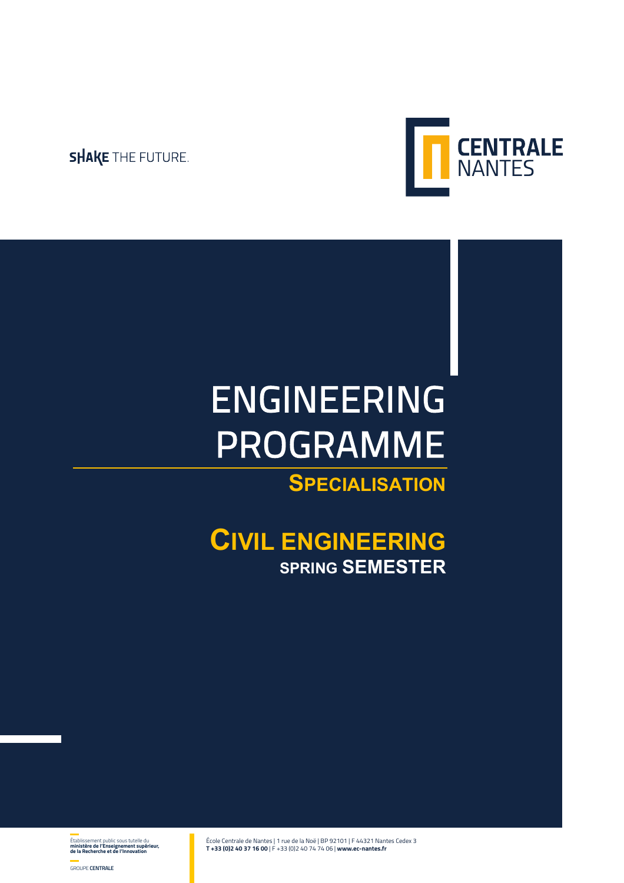SHAKE THE FUTURE.

CENTRALE NANTES

# ENGINEERING PROGRAMME

## SPECIALISATION

## CIVIL ENGINEERING

### SPRING SEMESTER

Établissement public sous tutelle du **ministère de l'Enseignement supérieur, de la Recherche et de l'Innovation**

GROUPE **CENTRALE**

École Centrale de Nantes | 1 rue de la Noë | BP 92101 | F 44321 Nantes Cedex 3
**T +33 (0)2 40 37 16 00** | F +33 (0)2 40 74 74 06 | **www.ec-nantes.fr**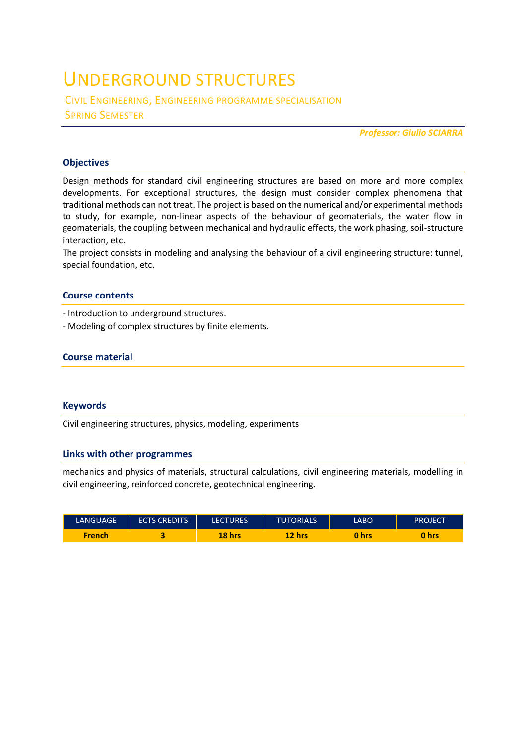# Underground structures

Civil Engineering, Engineering programme specialisation

Spring Semester

***Professor: Giulio SCIARRA***

## Objectives

Design methods for standard civil engineering structures are based on more and more complex developments. For exceptional structures, the design must consider complex phenomena that traditional methods can not treat. The project is based on the numerical and/or experimental methods to study, for example, non-linear aspects of the behaviour of geomaterials, the water flow in geomaterials, the coupling between mechanical and hydraulic effects, the work phasing, soil-structure interaction, etc.

The project consists in modeling and analysing the behaviour of a civil engineering structure: tunnel, special foundation, etc.

## Course contents

- Introduction to underground structures.
- Modeling of complex structures by finite elements.

## Course material

## Keywords

Civil engineering structures, physics, modeling, experiments

## Links with other programmes

mechanics and physics of materials, structural calculations, civil engineering materials, modelling in civil engineering, reinforced concrete, geotechnical engineering.

| LANGUAGE | ECTS CREDITS | LECTURES | TUTORIALS | LABO | PROJECT |
|---|---|---|---|---|---|
| **French** | **3** | **18 hrs** | **12 hrs** | **0 hrs** | **0 hrs** |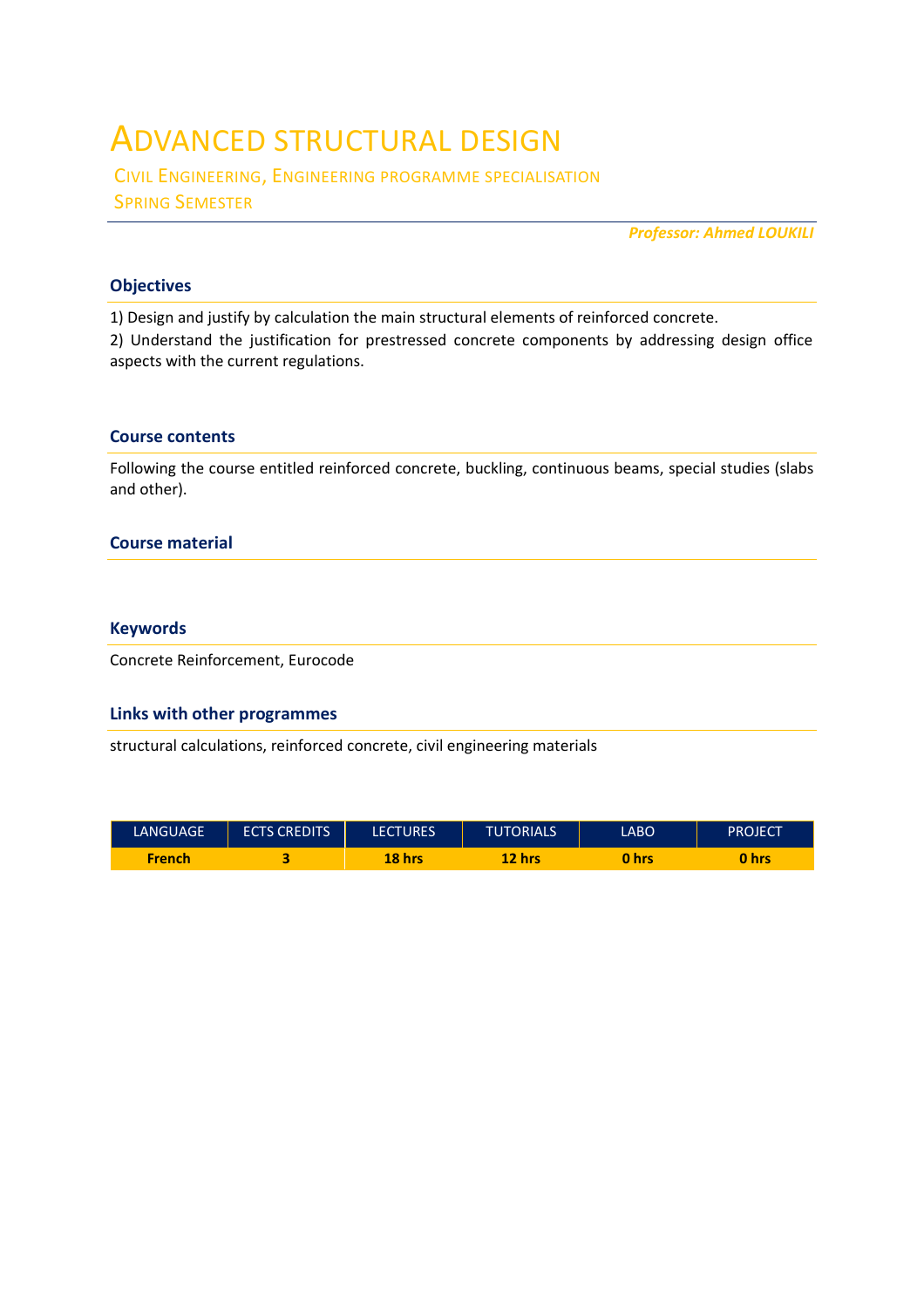# ADVANCED STRUCTURAL DESIGN

CIVIL ENGINEERING, ENGINEERING PROGRAMME SPECIALISATION
SPRING SEMESTER

*Professor: Ahmed LOUKILI*

## Objectives

1) Design and justify by calculation the main structural elements of reinforced concrete.
2) Understand the justification for prestressed concrete components by addressing design office aspects with the current regulations.

## Course contents

Following the course entitled reinforced concrete, buckling, continuous beams, special studies (slabs and other).

## Course material

## Keywords

Concrete Reinforcement, Eurocode

## Links with other programmes

structural calculations, reinforced concrete, civil engineering materials

| LANGUAGE | ECTS CREDITS | LECTURES | TUTORIALS | LABO | PROJECT |
|---|---|---|---|---|---|
| **French** | **3** | **18 hrs** | **12 hrs** | **0 hrs** | **0 hrs** |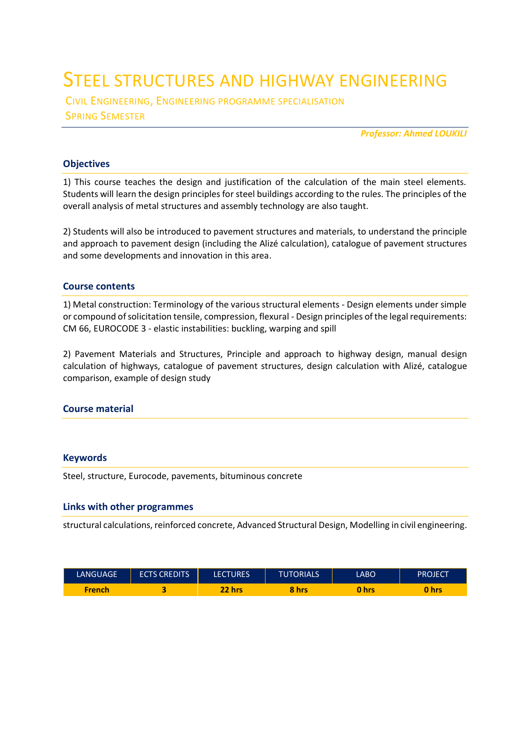# STEEL STRUCTURES AND HIGHWAY ENGINEERING

CIVIL ENGINEERING, ENGINEERING PROGRAMME SPECIALISATION
SPRING SEMESTER

*Professor: Ahmed LOUKILI*

## Objectives

1) This course teaches the design and justification of the calculation of the main steel elements. Students will learn the design principles for steel buildings according to the rules. The principles of the overall analysis of metal structures and assembly technology are also taught.

2) Students will also be introduced to pavement structures and materials, to understand the principle and approach to pavement design (including the Alizé calculation), catalogue of pavement structures and some developments and innovation in this area.

## Course contents

1) Metal construction: Terminology of the various structural elements - Design elements under simple or compound of solicitation tensile, compression, flexural - Design principles of the legal requirements: CM 66, EUROCODE 3 - elastic instabilities: buckling, warping and spill

2) Pavement Materials and Structures, Principle and approach to highway design, manual design calculation of highways, catalogue of pavement structures, design calculation with Alizé, catalogue comparison, example of design study

## Course material

## Keywords

Steel, structure, Eurocode, pavements, bituminous concrete

## Links with other programmes

structural calculations, reinforced concrete, Advanced Structural Design, Modelling in civil engineering.

| LANGUAGE | ECTS CREDITS | LECTURES | TUTORIALS | LABO | PROJECT |
|---|---|---|---|---|---|
| French | 3 | 22 hrs | 8 hrs | 0 hrs | 0 hrs |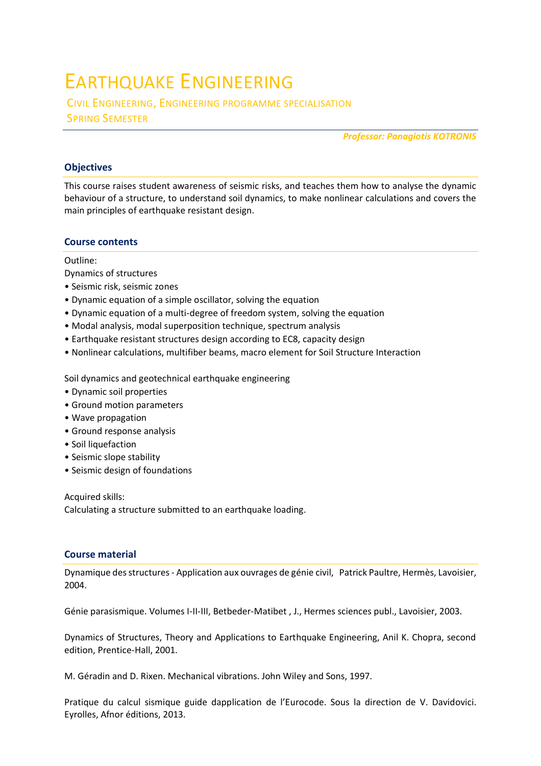# Earthquake Engineering

Civil Engineering, Engineering programme specialisation

Spring Semester

***Professor: Panagiotis KOTRONIS***

## Objectives

This course raises student awareness of seismic risks, and teaches them how to analyse the dynamic behaviour of a structure, to understand soil dynamics, to make nonlinear calculations and covers the main principles of earthquake resistant design.

## Course contents

Outline:

Dynamics of structures

- Seismic risk, seismic zones
- Dynamic equation of a simple oscillator, solving the equation
- Dynamic equation of a multi-degree of freedom system, solving the equation
- Modal analysis, modal superposition technique, spectrum analysis
- Earthquake resistant structures design according to EC8, capacity design
- Nonlinear calculations, multifiber beams, macro element for Soil Structure Interaction

Soil dynamics and geotechnical earthquake engineering

- Dynamic soil properties
- Ground motion parameters
- Wave propagation
- Ground response analysis
- Soil liquefaction
- Seismic slope stability
- Seismic design of foundations

Acquired skills:

Calculating a structure submitted to an earthquake loading.

## Course material

Dynamique des structures - Application aux ouvrages de génie civil, Patrick Paultre, Hermès, Lavoisier, 2004.

Génie parasismique. Volumes I-II-III, Betbeder-Matibet , J., Hermes sciences publ., Lavoisier, 2003.

Dynamics of Structures, Theory and Applications to Earthquake Engineering, Anil K. Chopra, second edition, Prentice-Hall, 2001.

M. Géradin and D. Rixen. Mechanical vibrations. John Wiley and Sons, 1997.

Pratique du calcul sismique guide dapplication de l'Eurocode. Sous la direction de V. Davidovici. Eyrolles, Afnor éditions, 2013.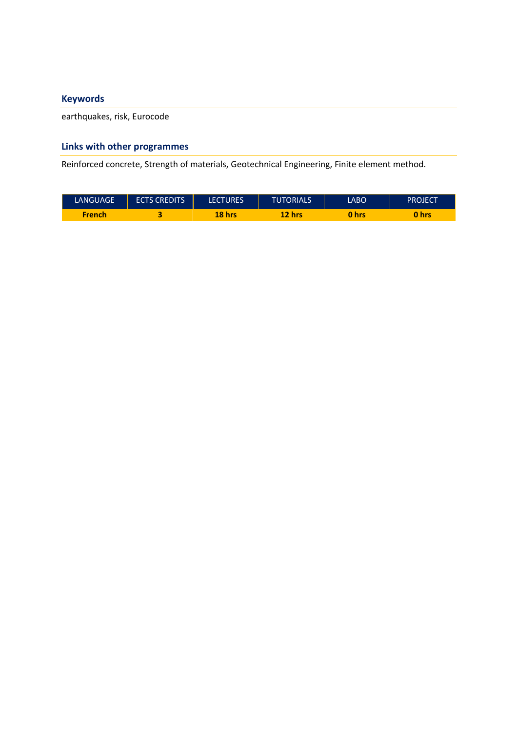## Keywords

earthquakes, risk, Eurocode

## Links with other programmes

Reinforced concrete, Strength of materials, Geotechnical Engineering, Finite element method.

| LANGUAGE | ECTS CREDITS | LECTURES | TUTORIALS | LABO | PROJECT |
|---|---|---|---|---|---|
| **French** | **3** | **18 hrs** | **12 hrs** | **0 hrs** | **0 hrs** |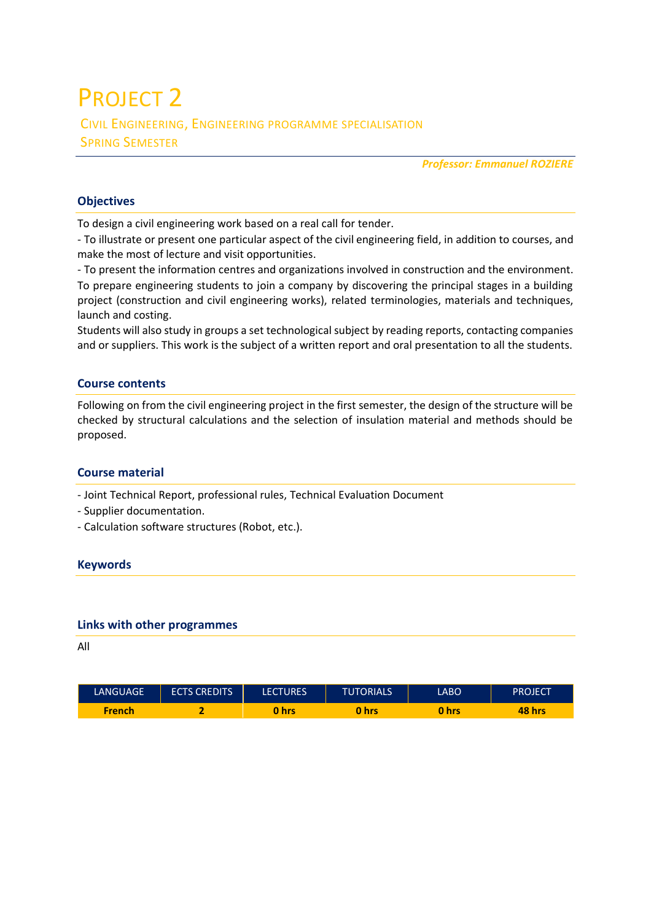# Project 2

Civil Engineering, Engineering programme specialisation
Spring Semester

*Professor: Emmanuel ROZIERE*

## Objectives

To design a civil engineering work based on a real call for tender.
- To illustrate or present one particular aspect of the civil engineering field, in addition to courses, and make the most of lecture and visit opportunities.
- To present the information centres and organizations involved in construction and the environment.
To prepare engineering students to join a company by discovering the principal stages in a building project (construction and civil engineering works), related terminologies, materials and techniques, launch and costing.
Students will also study in groups a set technological subject by reading reports, contacting companies and or suppliers. This work is the subject of a written report and oral presentation to all the students.

## Course contents

Following on from the civil engineering project in the first semester, the design of the structure will be checked by structural calculations and the selection of insulation material and methods should be proposed.

## Course material

- Joint Technical Report, professional rules, Technical Evaluation Document
- Supplier documentation.
- Calculation software structures (Robot, etc.).

## Keywords

## Links with other programmes

All

| LANGUAGE | ECTS CREDITS | LECTURES | TUTORIALS | LABO | PROJECT |
|---|---|---|---|---|---|
| **French** | **2** | **0 hrs** | **0 hrs** | **0 hrs** | **48 hrs** |